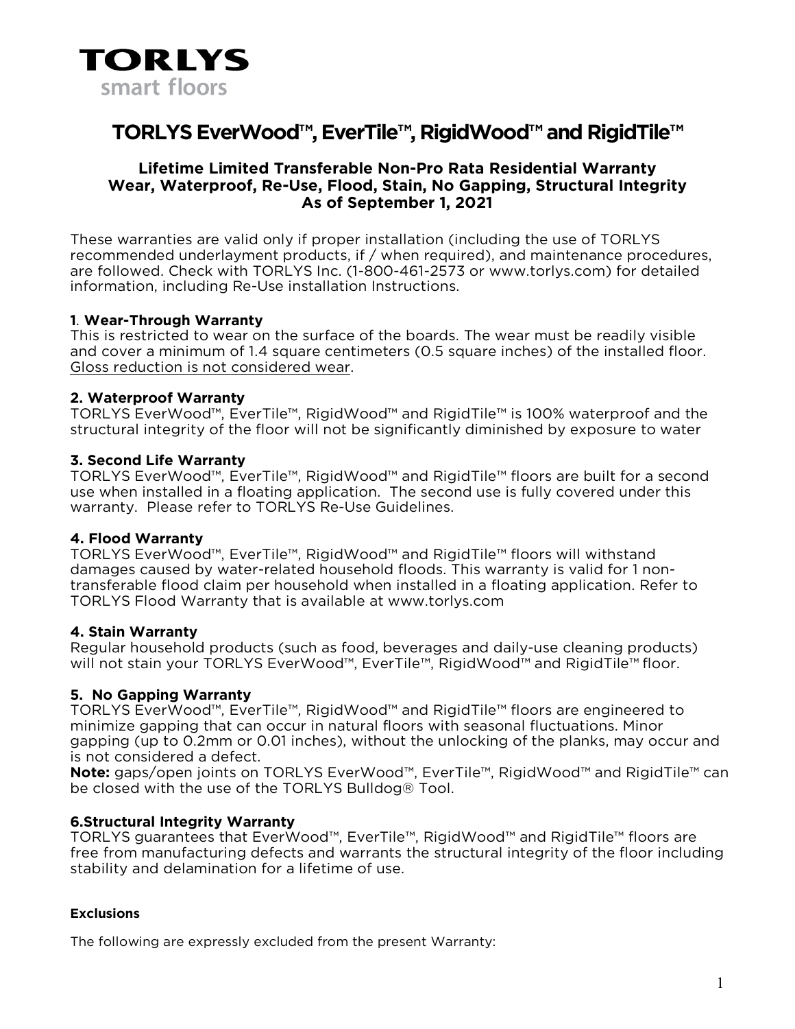**TORLYS**
smart floors

# TORLYS EverWood™, EverTile™, RigidWood™ and RigidTile™

### Lifetime Limited Transferable Non-Pro Rata Residential Warranty
### Wear, Waterproof, Re-Use, Flood, Stain, No Gapping, Structural Integrity
### As of September 1, 2021

These warranties are valid only if proper installation (including the use of TORLYS recommended underlayment products, if / when required), and maintenance procedures, are followed. Check with TORLYS Inc. (1-800-461-2573 or www.torlys.com) for detailed information, including Re-Use installation Instructions.

**1**. **Wear-Through Warranty**
This is restricted to wear on the surface of the boards. The wear must be readily visible and cover a minimum of 1.4 square centimeters (0.5 square inches) of the installed floor. Gloss reduction is not considered wear.

**2. Waterproof Warranty**
TORLYS EverWood™, EverTile™, RigidWood™ and RigidTile™ is 100% waterproof and the structural integrity of the floor will not be significantly diminished by exposure to water

**3. Second Life Warranty**
TORLYS EverWood™, EverTile™, RigidWood™ and RigidTile™ floors are built for a second use when installed in a floating application. The second use is fully covered under this warranty. Please refer to TORLYS Re-Use Guidelines.

**4. Flood Warranty**
TORLYS EverWood™, EverTile™, RigidWood™ and RigidTile™ floors will withstand damages caused by water-related household floods. This warranty is valid for 1 non-transferable flood claim per household when installed in a floating application. Refer to TORLYS Flood Warranty that is available at www.torlys.com

**4. Stain Warranty**
Regular household products (such as food, beverages and daily-use cleaning products) will not stain your TORLYS EverWood™, EverTile™, RigidWood™ and RigidTile™ floor.

**5. No Gapping Warranty**
TORLYS EverWood™, EverTile™, RigidWood™ and RigidTile™ floors are engineered to minimize gapping that can occur in natural floors with seasonal fluctuations. Minor gapping (up to 0.2mm or 0.01 inches), without the unlocking of the planks, may occur and is not considered a defect.
**Note:** gaps/open joints on TORLYS EverWood™, EverTile™, RigidWood™ and RigidTile™ can be closed with the use of the TORLYS Bulldog® Tool.

**6.Structural Integrity Warranty**
TORLYS guarantees that EverWood™, EverTile™, RigidWood™ and RigidTile™ floors are free from manufacturing defects and warrants the structural integrity of the floor including stability and delamination for a lifetime of use.

**Exclusions**

The following are expressly excluded from the present Warranty: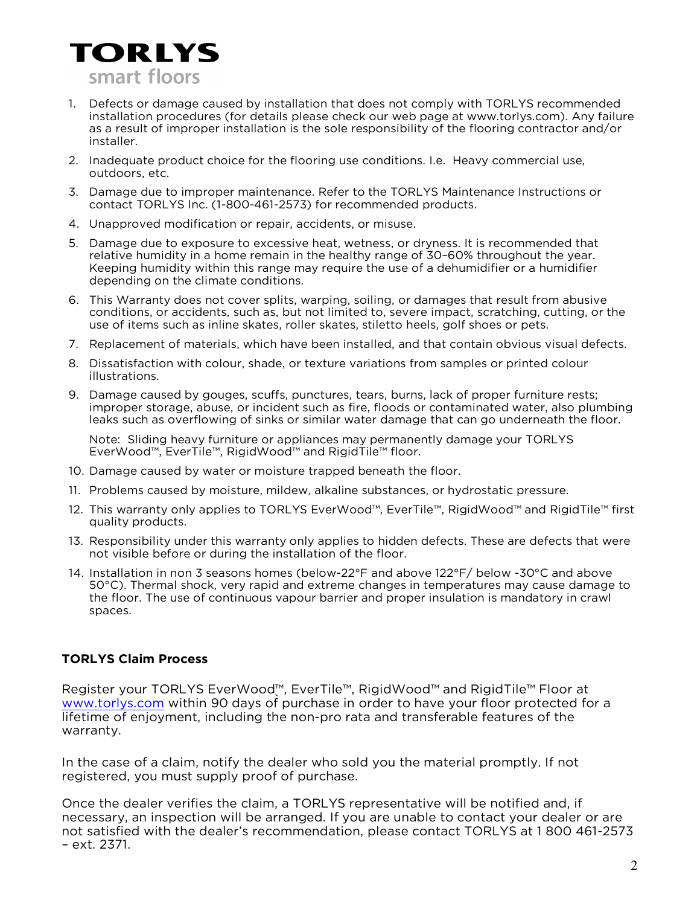**TORLYS**
smart floors

1. Defects or damage caused by installation that does not comply with TORLYS recommended installation procedures (for details please check our web page at www.torlys.com). Any failure as a result of improper installation is the sole responsibility of the flooring contractor and/or installer.
2. Inadequate product choice for the flooring use conditions. I.e. Heavy commercial use, outdoors, etc.
3. Damage due to improper maintenance. Refer to the TORLYS Maintenance Instructions or contact TORLYS Inc. (1-800-461-2573) for recommended products.
4. Unapproved modification or repair, accidents, or misuse.
5. Damage due to exposure to excessive heat, wetness, or dryness. It is recommended that relative humidity in a home remain in the healthy range of 30–60% throughout the year. Keeping humidity within this range may require the use of a dehumidifier or a humidifier depending on the climate conditions.
6. This Warranty does not cover splits, warping, soiling, or damages that result from abusive conditions, or accidents, such as, but not limited to, severe impact, scratching, cutting, or the use of items such as inline skates, roller skates, stiletto heels, golf shoes or pets.
7. Replacement of materials, which have been installed, and that contain obvious visual defects.
8. Dissatisfaction with colour, shade, or texture variations from samples or printed colour illustrations.
9. Damage caused by gouges, scuffs, punctures, tears, burns, lack of proper furniture rests; improper storage, abuse, or incident such as fire, floods or contaminated water, also plumbing leaks such as overflowing of sinks or similar water damage that can go underneath the floor.

   Note: Sliding heavy furniture or appliances may permanently damage your TORLYS EverWood™, EverTile™, RigidWood™ and RigidTile™ floor.
10. Damage caused by water or moisture trapped beneath the floor.
11. Problems caused by moisture, mildew, alkaline substances, or hydrostatic pressure.
12. This warranty only applies to TORLYS EverWood™, EverTile™, RigidWood™ and RigidTile™ first quality products.
13. Responsibility under this warranty only applies to hidden defects. These are defects that were not visible before or during the installation of the floor.
14. Installation in non 3 seasons homes (below-22°F and above 122°F/ below -30°C and above 50°C). Thermal shock, very rapid and extreme changes in temperatures may cause damage to the floor. The use of continuous vapour barrier and proper insulation is mandatory in crawl spaces.

**TORLYS Claim Process**

Register your TORLYS EverWood™, EverTile™, RigidWood™ and RigidTile™ Floor at www.torlys.com within 90 days of purchase in order to have your floor protected for a lifetime of enjoyment, including the non-pro rata and transferable features of the warranty.

In the case of a claim, notify the dealer who sold you the material promptly. If not registered, you must supply proof of purchase.

Once the dealer verifies the claim, a TORLYS representative will be notified and, if necessary, an inspection will be arranged. If you are unable to contact your dealer or are not satisfied with the dealer's recommendation, please contact TORLYS at 1 800 461-2573 – ext. 2371.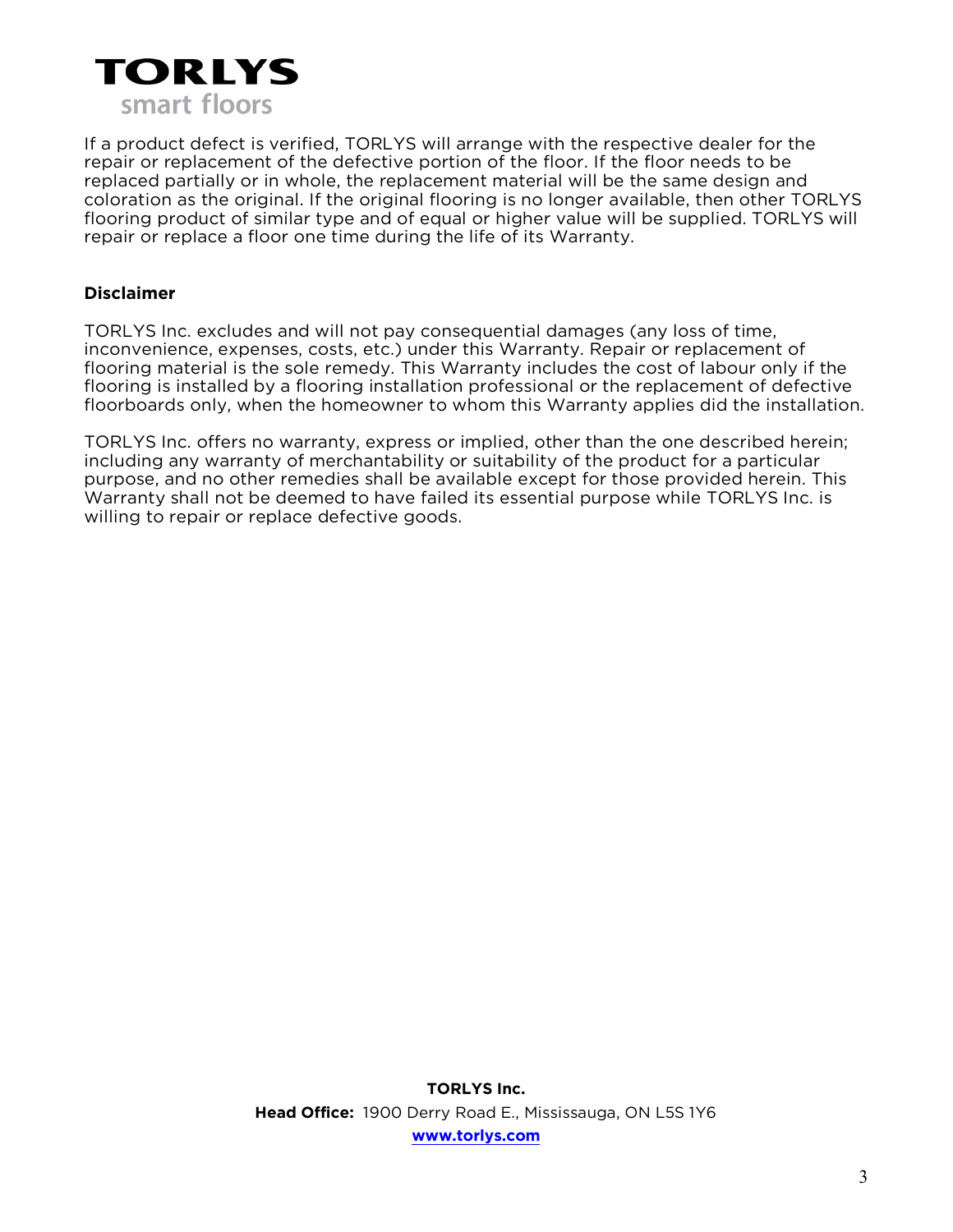**TORLYS**
smart floors

If a product defect is verified, TORLYS will arrange with the respective dealer for the repair or replacement of the defective portion of the floor. If the floor needs to be replaced partially or in whole, the replacement material will be the same design and coloration as the original. If the original flooring is no longer available, then other TORLYS flooring product of similar type and of equal or higher value will be supplied. TORLYS will repair or replace a floor one time during the life of its Warranty.

### Disclaimer

TORLYS Inc. excludes and will not pay consequential damages (any loss of time, inconvenience, expenses, costs, etc.) under this Warranty. Repair or replacement of flooring material is the sole remedy. This Warranty includes the cost of labour only if the flooring is installed by a flooring installation professional or the replacement of defective floorboards only, when the homeowner to whom this Warranty applies did the installation.

TORLYS Inc. offers no warranty, express or implied, other than the one described herein; including any warranty of merchantability or suitability of the product for a particular purpose, and no other remedies shall be available except for those provided herein. This Warranty shall not be deemed to have failed its essential purpose while TORLYS Inc. is willing to repair or replace defective goods.

**TORLYS Inc.**
**Head Office:** 1900 Derry Road E., Mississauga, ON L5S 1Y6
**www.torlys.com**